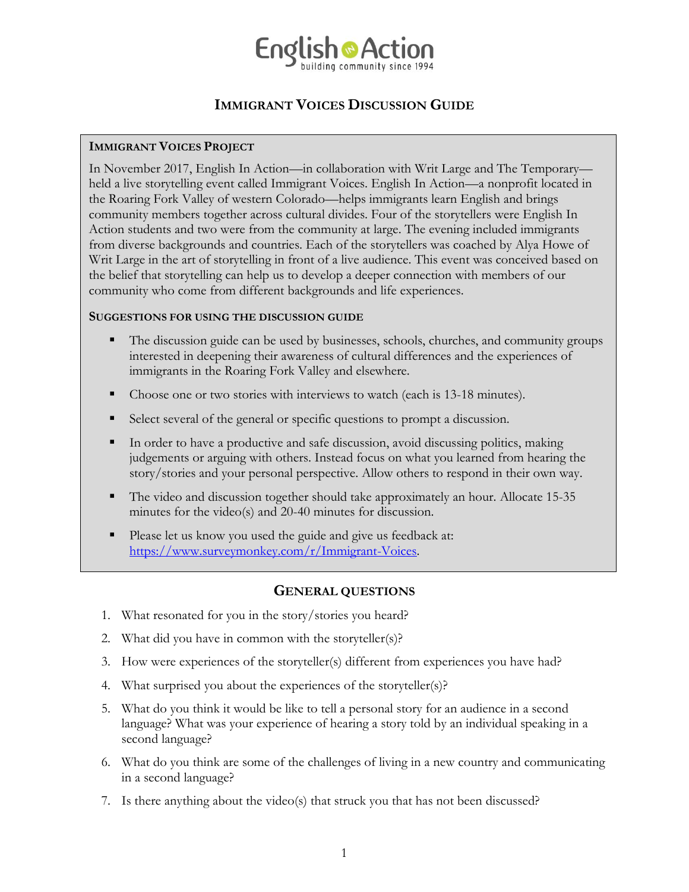English in Action
building community since 1994

# Immigrant Voices Discussion Guide

## Immigrant Voices Project

In November 2017, English In Action—in collaboration with Writ Large and The Temporary—held a live storytelling event called Immigrant Voices. English In Action—a nonprofit located in the Roaring Fork Valley of western Colorado—helps immigrants learn English and brings community members together across cultural divides. Four of the storytellers were English In Action students and two were from the community at large. The evening included immigrants from diverse backgrounds and countries. Each of the storytellers was coached by Alya Howe of Writ Large in the art of storytelling in front of a live audience. This event was conceived based on the belief that storytelling can help us to develop a deeper connection with members of our community who come from different backgrounds and life experiences.

### Suggestions for using the discussion guide

- The discussion guide can be used by businesses, schools, churches, and community groups interested in deepening their awareness of cultural differences and the experiences of immigrants in the Roaring Fork Valley and elsewhere.
- Choose one or two stories with interviews to watch (each is 13-18 minutes).
- Select several of the general or specific questions to prompt a discussion.
- In order to have a productive and safe discussion, avoid discussing politics, making judgements or arguing with others. Instead focus on what you learned from hearing the story/stories and your personal perspective. Allow others to respond in their own way.
- The video and discussion together should take approximately an hour. Allocate 15-35 minutes for the video(s) and 20-40 minutes for discussion.
- Please let us know you used the guide and give us feedback at: https://www.surveymonkey.com/r/Immigrant-Voices.

## General Questions

1. What resonated for you in the story/stories you heard?
2. What did you have in common with the storyteller(s)?
3. How were experiences of the storyteller(s) different from experiences you have had?
4. What surprised you about the experiences of the storyteller(s)?
5. What do you think it would be like to tell a personal story for an audience in a second language? What was your experience of hearing a story told by an individual speaking in a second language?
6. What do you think are some of the challenges of living in a new country and communicating in a second language?
7. Is there anything about the video(s) that struck you that has not been discussed?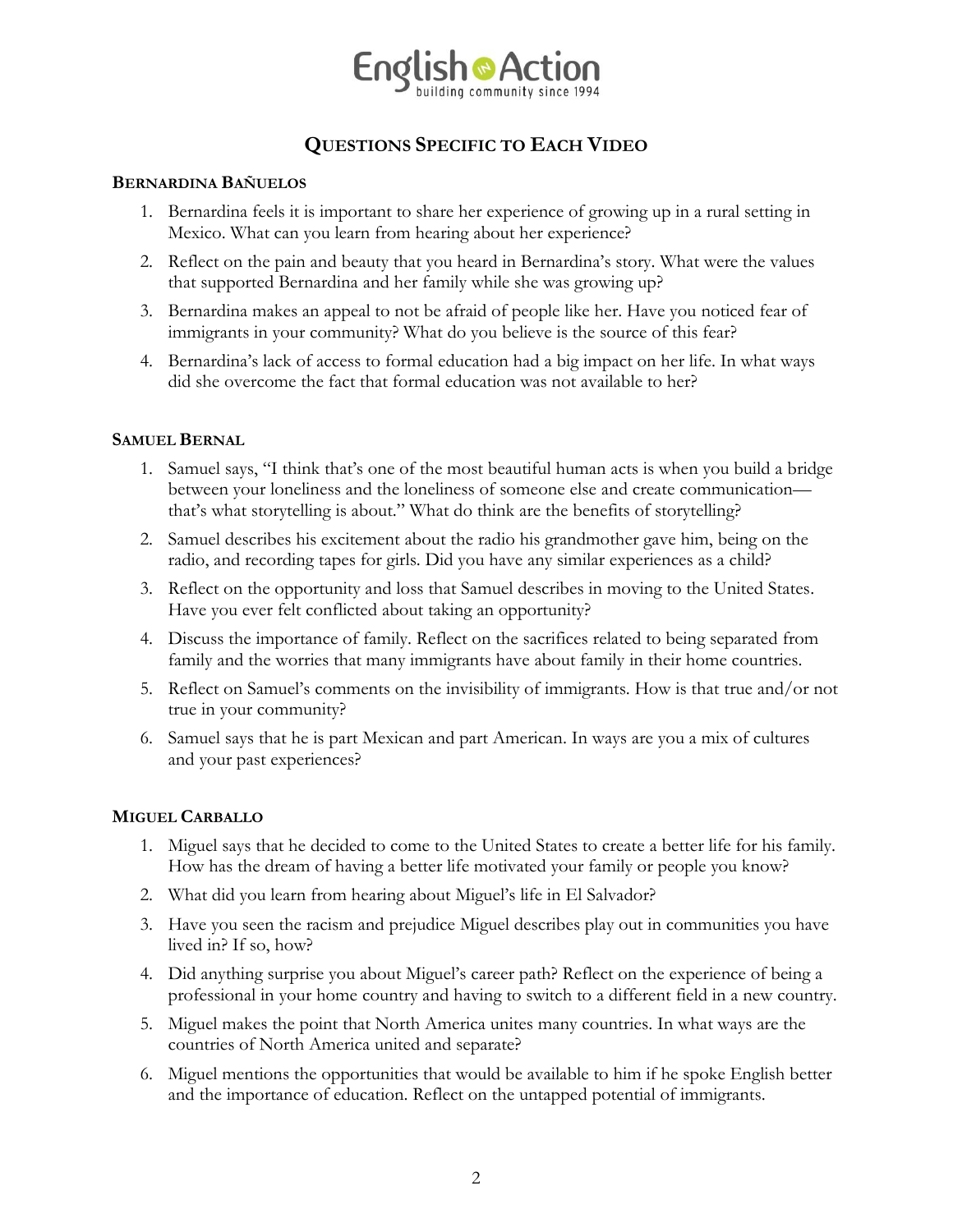## Questions Specific to Each Video

### Bernardina Bañuelos

1. Bernardina feels it is important to share her experience of growing up in a rural setting in Mexico. What can you learn from hearing about her experience?
2. Reflect on the pain and beauty that you heard in Bernardina's story. What were the values that supported Bernardina and her family while she was growing up?
3. Bernardina makes an appeal to not be afraid of people like her. Have you noticed fear of immigrants in your community? What do you believe is the source of this fear?
4. Bernardina's lack of access to formal education had a big impact on her life. In what ways did she overcome the fact that formal education was not available to her?

### Samuel Bernal

1. Samuel says, "I think that's one of the most beautiful human acts is when you build a bridge between your loneliness and the loneliness of someone else and create communication—that's what storytelling is about." What do think are the benefits of storytelling?
2. Samuel describes his excitement about the radio his grandmother gave him, being on the radio, and recording tapes for girls. Did you have any similar experiences as a child?
3. Reflect on the opportunity and loss that Samuel describes in moving to the United States. Have you ever felt conflicted about taking an opportunity?
4. Discuss the importance of family. Reflect on the sacrifices related to being separated from family and the worries that many immigrants have about family in their home countries.
5. Reflect on Samuel's comments on the invisibility of immigrants. How is that true and/or not true in your community?
6. Samuel says that he is part Mexican and part American. In ways are you a mix of cultures and your past experiences?

### Miguel Carballo

1. Miguel says that he decided to come to the United States to create a better life for his family. How has the dream of having a better life motivated your family or people you know?
2. What did you learn from hearing about Miguel's life in El Salvador?
3. Have you seen the racism and prejudice Miguel describes play out in communities you have lived in? If so, how?
4. Did anything surprise you about Miguel's career path? Reflect on the experience of being a professional in your home country and having to switch to a different field in a new country.
5. Miguel makes the point that North America unites many countries. In what ways are the countries of North America united and separate?
6. Miguel mentions the opportunities that would be available to him if he spoke English better and the importance of education. Reflect on the untapped potential of immigrants.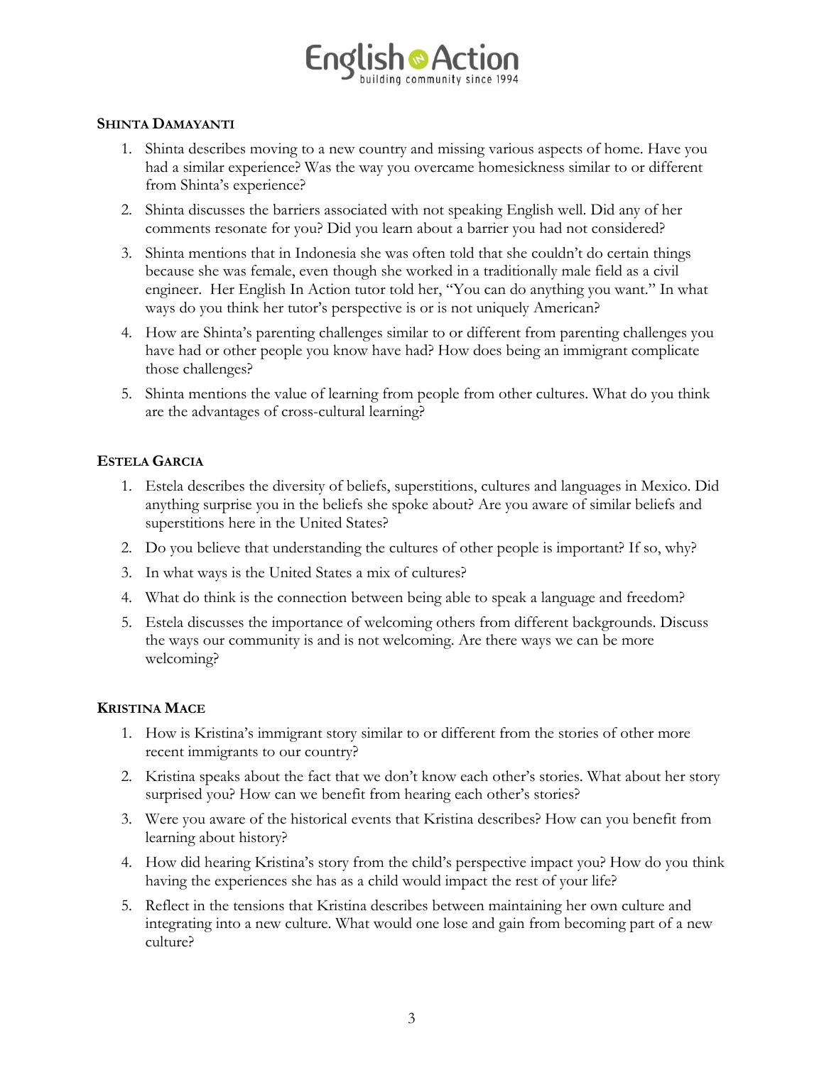### SHINTA DAMAYANTI

1. Shinta describes moving to a new country and missing various aspects of home. Have you had a similar experience? Was the way you overcame homesickness similar to or different from Shinta's experience?
2. Shinta discusses the barriers associated with not speaking English well. Did any of her comments resonate for you? Did you learn about a barrier you had not considered?
3. Shinta mentions that in Indonesia she was often told that she couldn't do certain things because she was female, even though she worked in a traditionally male field as a civil engineer. Her English In Action tutor told her, "You can do anything you want." In what ways do you think her tutor's perspective is or is not uniquely American?
4. How are Shinta's parenting challenges similar to or different from parenting challenges you have had or other people you know have had? How does being an immigrant complicate those challenges?
5. Shinta mentions the value of learning from people from other cultures. What do you think are the advantages of cross-cultural learning?

### ESTELA GARCIA

1. Estela describes the diversity of beliefs, superstitions, cultures and languages in Mexico. Did anything surprise you in the beliefs she spoke about? Are you aware of similar beliefs and superstitions here in the United States?
2. Do you believe that understanding the cultures of other people is important? If so, why?
3. In what ways is the United States a mix of cultures?
4. What do think is the connection between being able to speak a language and freedom?
5. Estela discusses the importance of welcoming others from different backgrounds. Discuss the ways our community is and is not welcoming. Are there ways we can be more welcoming?

### KRISTINA MACE

1. How is Kristina's immigrant story similar to or different from the stories of other more recent immigrants to our country?
2. Kristina speaks about the fact that we don't know each other's stories. What about her story surprised you? How can we benefit from hearing each other's stories?
3. Were you aware of the historical events that Kristina describes? How can you benefit from learning about history?
4. How did hearing Kristina's story from the child's perspective impact you? How do you think having the experiences she has as a child would impact the rest of your life?
5. Reflect in the tensions that Kristina describes between maintaining her own culture and integrating into a new culture. What would one lose and gain from becoming part of a new culture?